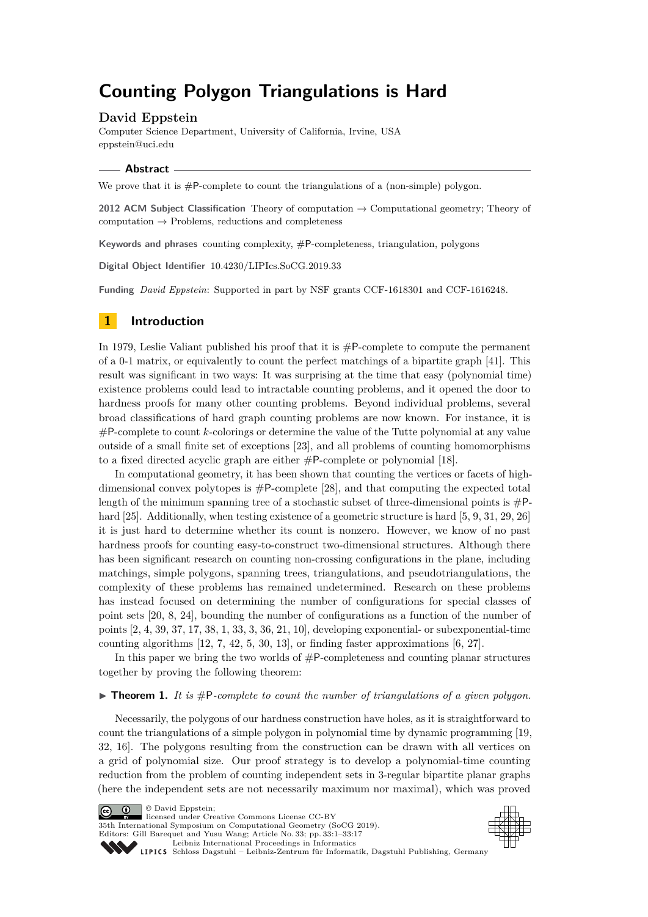# Counting Polygon Triangulations is Hard

**David Eppstein**

Computer Science Department, University of California, Irvine, USA
eppstein@uci.edu

## Abstract

We prove that it is #P-complete to count the triangulations of a (non-simple) polygon.

**2012 ACM Subject Classification** Theory of computation → Computational geometry; Theory of computation → Problems, reductions and completeness

**Keywords and phrases** counting complexity, #P-completeness, triangulation, polygons

**Digital Object Identifier** 10.4230/LIPIcs.SoCG.2019.33

**Funding** *David Eppstein*: Supported in part by NSF grants CCF-1618301 and CCF-1616248.

## 1 Introduction

In 1979, Leslie Valiant published his proof that it is #P-complete to compute the permanent of a 0-1 matrix, or equivalently to count the perfect matchings of a bipartite graph [41]. This result was significant in two ways: It was surprising at the time that easy (polynomial time) existence problems could lead to intractable counting problems, and it opened the door to hardness proofs for many other counting problems. Beyond individual problems, several broad classifications of hard graph counting problems are now known. For instance, it is #P-complete to count $k$-colorings or determine the value of the Tutte polynomial at any value outside of a small finite set of exceptions [23], and all problems of counting homomorphisms to a fixed directed acyclic graph are either #P-complete or polynomial [18].

In computational geometry, it has been shown that counting the vertices or facets of high-dimensional convex polytopes is #P-complete [28], and that computing the expected total length of the minimum spanning tree of a stochastic subset of three-dimensional points is #P-hard [25]. Additionally, when testing existence of a geometric structure is hard [5, 9, 31, 29, 26] it is just hard to determine whether its count is nonzero. However, we know of no past hardness proofs for counting easy-to-construct two-dimensional structures. Although there has been significant research on counting non-crossing configurations in the plane, including matchings, simple polygons, spanning trees, triangulations, and pseudotriangulations, the complexity of these problems has remained undetermined. Research on these problems has instead focused on determining the number of configurations for special classes of point sets [20, 8, 24], bounding the number of configurations as a function of the number of points [2, 4, 39, 37, 17, 38, 1, 33, 3, 36, 21, 10], developing exponential- or subexponential-time counting algorithms [12, 7, 42, 5, 30, 13], or finding faster approximations [6, 27].

In this paper we bring the two worlds of #P-completeness and counting planar structures together by proving the following theorem:

▶ **Theorem 1.** *It is #P-complete to count the number of triangulations of a given polygon.*

Necessarily, the polygons of our hardness construction have holes, as it is straightforward to count the triangulations of a simple polygon in polynomial time by dynamic programming [19, 32, 16]. The polygons resulting from the construction can be drawn with all vertices on a grid of polynomial size. Our proof strategy is to develop a polynomial-time counting reduction from the problem of counting independent sets in 3-regular bipartite planar graphs (here the independent sets are not necessarily maximum nor maximal), which was proved

© David Eppstein;
licensed under Creative Commons License CC-BY
35th International Symposium on Computational Geometry (SoCG 2019).
Editors: Gill Barequet and Yusu Wang; Article No. 33; pp. 33:1–33:17
Leibniz International Proceedings in Informatics
LIPICS Schloss Dagstuhl – Leibniz-Zentrum für Informatik, Dagstuhl Publishing, Germany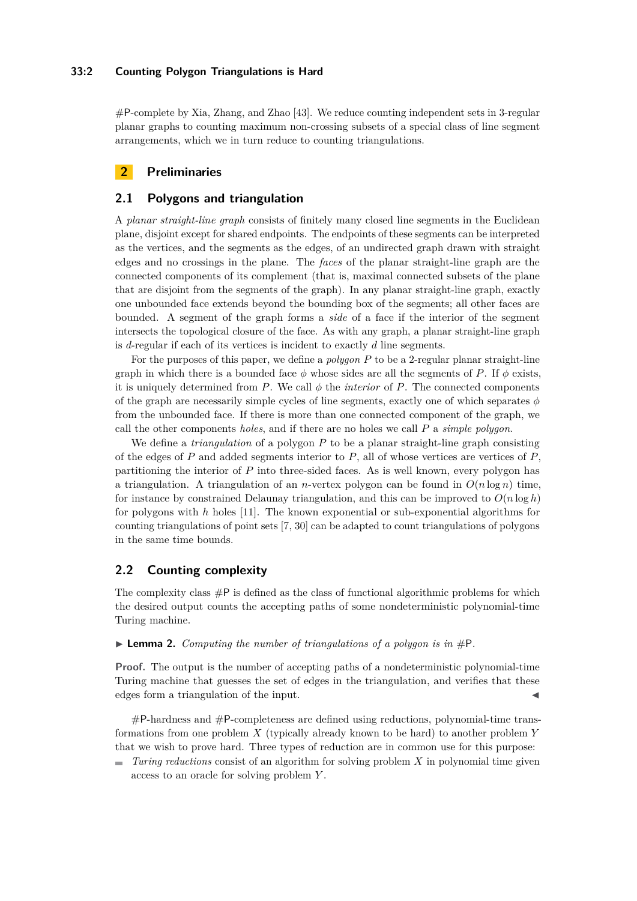#P-complete by Xia, Zhang, and Zhao [43]. We reduce counting independent sets in 3-regular planar graphs to counting maximum non-crossing subsets of a special class of line segment arrangements, which we in turn reduce to counting triangulations.

## 2 Preliminaries

### 2.1 Polygons and triangulation

A *planar straight-line graph* consists of finitely many closed line segments in the Euclidean plane, disjoint except for shared endpoints. The endpoints of these segments can be interpreted as the vertices, and the segments as the edges, of an undirected graph drawn with straight edges and no crossings in the plane. The *faces* of the planar straight-line graph are the connected components of its complement (that is, maximal connected subsets of the plane that are disjoint from the segments of the graph). In any planar straight-line graph, exactly one unbounded face extends beyond the bounding box of the segments; all other faces are bounded. A segment of the graph forms a *side* of a face if the interior of the segment intersects the topological closure of the face. As with any graph, a planar straight-line graph is $d$-regular if each of its vertices is incident to exactly $d$ line segments.

For the purposes of this paper, we define a *polygon* $P$ to be a 2-regular planar straight-line graph in which there is a bounded face $\phi$ whose sides are all the segments of $P$. If $\phi$ exists, it is uniquely determined from $P$. We call $\phi$ the *interior* of $P$. The connected components of the graph are necessarily simple cycles of line segments, exactly one of which separates $\phi$ from the unbounded face. If there is more than one connected component of the graph, we call the other components *holes*, and if there are no holes we call $P$ a *simple polygon*.

We define a *triangulation* of a polygon $P$ to be a planar straight-line graph consisting of the edges of $P$ and added segments interior to $P$, all of whose vertices are vertices of $P$, partitioning the interior of $P$ into three-sided faces. As is well known, every polygon has a triangulation. A triangulation of an $n$-vertex polygon can be found in $O(n \log n)$ time, for instance by constrained Delaunay triangulation, and this can be improved to $O(n \log h)$ for polygons with $h$ holes [11]. The known exponential or sub-exponential algorithms for counting triangulations of point sets [7, 30] can be adapted to count triangulations of polygons in the same time bounds.

### 2.2 Counting complexity

The complexity class #P is defined as the class of functional algorithmic problems for which the desired output counts the accepting paths of some nondeterministic polynomial-time Turing machine.

**Lemma 2.** *Computing the number of triangulations of a polygon is in* #P.

**Proof.** The output is the number of accepting paths of a nondeterministic polynomial-time Turing machine that guesses the set of edges in the triangulation, and verifies that these edges form a triangulation of the input. ◀

#P-hardness and #P-completeness are defined using reductions, polynomial-time transformations from one problem $X$ (typically already known to be hard) to another problem $Y$ that we wish to prove hard. Three types of reduction are in common use for this purpose:

- *Turing reductions* consist of an algorithm for solving problem $X$ in polynomial time given access to an oracle for solving problem $Y$.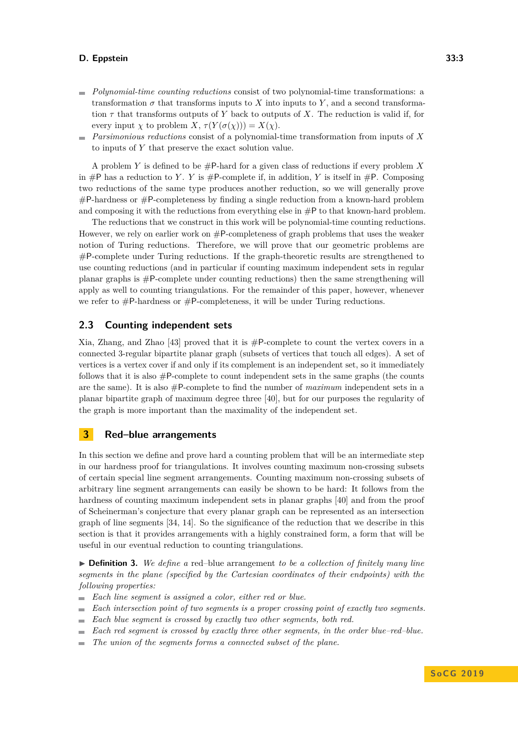- *Polynomial-time counting reductions* consist of two polynomial-time transformations: a transformation $\sigma$ that transforms inputs to $X$ into inputs to $Y$, and a second transformation $\tau$ that transforms outputs of $Y$ back to outputs of $X$. The reduction is valid if, for every input $\chi$ to problem $X$, $\tau(Y(\sigma(\chi))) = X(\chi)$.
- *Parsimonious reductions* consist of a polynomial-time transformation from inputs of $X$ to inputs of $Y$ that preserve the exact solution value.

A problem $Y$ is defined to be #P-hard for a given class of reductions if every problem $X$ in #P has a reduction to $Y$. $Y$ is #P-complete if, in addition, $Y$ is itself in #P. Composing two reductions of the same type produces another reduction, so we will generally prove #P-hardness or #P-completeness by finding a single reduction from a known-hard problem and composing it with the reductions from everything else in #P to that known-hard problem.

The reductions that we construct in this work will be polynomial-time counting reductions. However, we rely on earlier work on #P-completeness of graph problems that uses the weaker notion of Turing reductions. Therefore, we will prove that our geometric problems are #P-complete under Turing reductions. If the graph-theoretic results are strengthened to use counting reductions (and in particular if counting maximum independent sets in regular planar graphs is #P-complete under counting reductions) then the same strengthening will apply as well to counting triangulations. For the remainder of this paper, however, whenever we refer to #P-hardness or #P-completeness, it will be under Turing reductions.

### 2.3 Counting independent sets

Xia, Zhang, and Zhao [43] proved that it is #P-complete to count the vertex covers in a connected 3-regular bipartite planar graph (subsets of vertices that touch all edges). A set of vertices is a vertex cover if and only if its complement is an independent set, so it immediately follows that it is also #P-complete to count independent sets in the same graphs (the counts are the same). It is also #P-complete to find the number of *maximum* independent sets in a planar bipartite graph of maximum degree three [40], but for our purposes the regularity of the graph is more important than the maximality of the independent set.

## 3 Red–blue arrangements

In this section we define and prove hard a counting problem that will be an intermediate step in our hardness proof for triangulations. It involves counting maximum non-crossing subsets of certain special line segment arrangements. Counting maximum non-crossing subsets of arbitrary line segment arrangements can easily be shown to be hard: It follows from the hardness of counting maximum independent sets in planar graphs [40] and from the proof of Scheinerman's conjecture that every planar graph can be represented as an intersection graph of line segments [34, 14]. So the significance of the reduction that we describe in this section is that it provides arrangements with a highly constrained form, a form that will be useful in our eventual reduction to counting triangulations.

▶ **Definition 3.** *We define a* red–blue arrangement *to be a collection of finitely many line segments in the plane (specified by the Cartesian coordinates of their endpoints) with the following properties:*

- *Each line segment is assigned a color, either red or blue.*
- *Each intersection point of two segments is a proper crossing point of exactly two segments.*
- *Each blue segment is crossed by exactly two other segments, both red.*
- *Each red segment is crossed by exactly three other segments, in the order blue–red–blue.*
- *The union of the segments forms a connected subset of the plane.*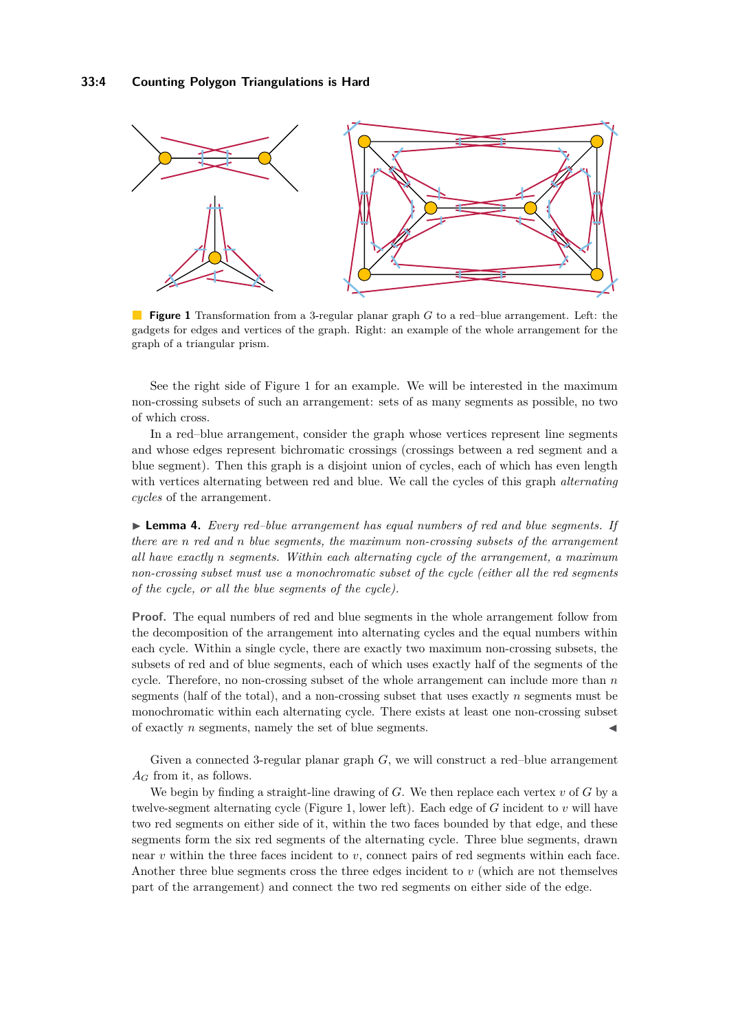**Figure 1** Transformation from a 3-regular planar graph $G$ to a red–blue arrangement. Left: the gadgets for edges and vertices of the graph. Right: an example of the whole arrangement for the graph of a triangular prism.

See the right side of Figure 1 for an example. We will be interested in the maximum non-crossing subsets of such an arrangement: sets of as many segments as possible, no two of which cross.

In a red–blue arrangement, consider the graph whose vertices represent line segments and whose edges represent bichromatic crossings (crossings between a red segment and a blue segment). Then this graph is a disjoint union of cycles, each of which has even length with vertices alternating between red and blue. We call the cycles of this graph *alternating cycles* of the arrangement.

▶ **Lemma 4.** *Every red–blue arrangement has equal numbers of red and blue segments. If there are $n$ red and $n$ blue segments, the maximum non-crossing subsets of the arrangement all have exactly $n$ segments. Within each alternating cycle of the arrangement, a maximum non-crossing subset must use a monochromatic subset of the cycle (either all the red segments of the cycle, or all the blue segments of the cycle).*

**Proof.** The equal numbers of red and blue segments in the whole arrangement follow from the decomposition of the arrangement into alternating cycles and the equal numbers within each cycle. Within a single cycle, there are exactly two maximum non-crossing subsets, the subsets of red and of blue segments, each of which uses exactly half of the segments of the cycle. Therefore, no non-crossing subset of the whole arrangement can include more than $n$ segments (half of the total), and a non-crossing subset that uses exactly $n$ segments must be monochromatic within each alternating cycle. There exists at least one non-crossing subset of exactly $n$ segments, namely the set of blue segments. ◀

Given a connected 3-regular planar graph $G$, we will construct a red–blue arrangement $A_G$ from it, as follows.

We begin by finding a straight-line drawing of $G$. We then replace each vertex $v$ of $G$ by a twelve-segment alternating cycle (Figure 1, lower left). Each edge of $G$ incident to $v$ will have two red segments on either side of it, within the two faces bounded by that edge, and these segments form the six red segments of the alternating cycle. Three blue segments, drawn near $v$ within the three faces incident to $v$, connect pairs of red segments within each face. Another three blue segments cross the three edges incident to $v$ (which are not themselves part of the arrangement) and connect the two red segments on either side of the edge.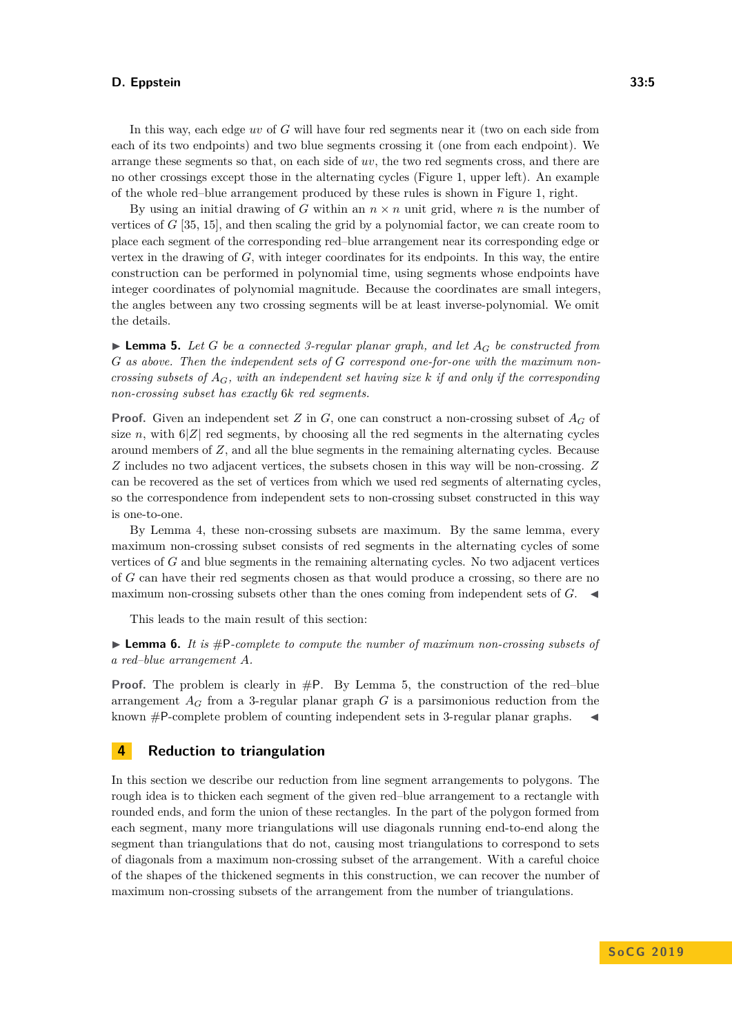In this way, each edge $uv$ of $G$ will have four red segments near it (two on each side from each of its two endpoints) and two blue segments crossing it (one from each endpoint). We arrange these segments so that, on each side of $uv$, the two red segments cross, and there are no other crossings except those in the alternating cycles (Figure 1, upper left). An example of the whole red–blue arrangement produced by these rules is shown in Figure 1, right.

By using an initial drawing of $G$ within an $n \times n$ unit grid, where $n$ is the number of vertices of $G$ [35, 15], and then scaling the grid by a polynomial factor, we can create room to place each segment of the corresponding red–blue arrangement near its corresponding edge or vertex in the drawing of $G$, with integer coordinates for its endpoints. In this way, the entire construction can be performed in polynomial time, using segments whose endpoints have integer coordinates of polynomial magnitude. Because the coordinates are small integers, the angles between any two crossing segments will be at least inverse-polynomial. We omit the details.

▶ **Lemma 5.** *Let $G$ be a connected 3-regular planar graph, and let $A_G$ be constructed from $G$ as above. Then the independent sets of $G$ correspond one-for-one with the maximum non-crossing subsets of $A_G$, with an independent set having size $k$ if and only if the corresponding non-crossing subset has exactly $6k$ red segments.*

**Proof.** Given an independent set $Z$ in $G$, one can construct a non-crossing subset of $A_G$ of size $n$, with $6|Z|$ red segments, by choosing all the red segments in the alternating cycles around members of $Z$, and all the blue segments in the remaining alternating cycles. Because $Z$ includes no two adjacent vertices, the subsets chosen in this way will be non-crossing. $Z$ can be recovered as the set of vertices from which we used red segments of alternating cycles, so the correspondence from independent sets to non-crossing subset constructed in this way is one-to-one.

By Lemma 4, these non-crossing subsets are maximum. By the same lemma, every maximum non-crossing subset consists of red segments in the alternating cycles of some vertices of $G$ and blue segments in the remaining alternating cycles. No two adjacent vertices of $G$ can have their red segments chosen as that would produce a crossing, so there are no maximum non-crossing subsets other than the ones coming from independent sets of $G$. ◀

This leads to the main result of this section:

▶ **Lemma 6.** *It is #P-complete to compute the number of maximum non-crossing subsets of a red–blue arrangement $A$.*

**Proof.** The problem is clearly in #P. By Lemma 5, the construction of the red–blue arrangement $A_G$ from a 3-regular planar graph $G$ is a parsimonious reduction from the known #P-complete problem of counting independent sets in 3-regular planar graphs. ◀

## 4 Reduction to triangulation

In this section we describe our reduction from line segment arrangements to polygons. The rough idea is to thicken each segment of the given red–blue arrangement to a rectangle with rounded ends, and form the union of these rectangles. In the part of the polygon formed from each segment, many more triangulations will use diagonals running end-to-end along the segment than triangulations that do not, causing most triangulations to correspond to sets of diagonals from a maximum non-crossing subset of the arrangement. With a careful choice of the shapes of the thickened segments in this construction, we can recover the number of maximum non-crossing subsets of the arrangement from the number of triangulations.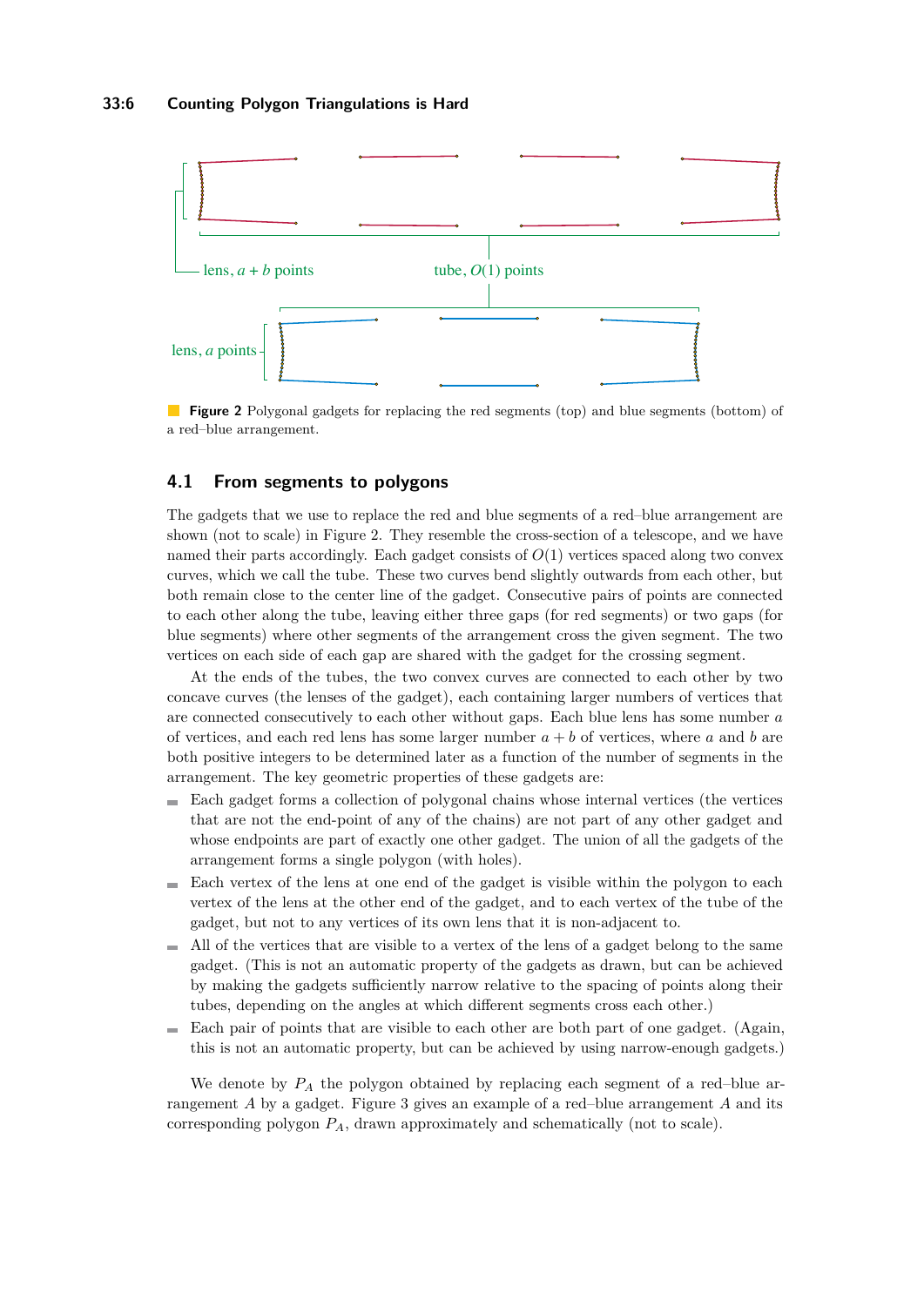**Figure 2** Polygonal gadgets for replacing the red segments (top) and blue segments (bottom) of a red–blue arrangement.

## 4.1 From segments to polygons

The gadgets that we use to replace the red and blue segments of a red–blue arrangement are shown (not to scale) in Figure 2. They resemble the cross-section of a telescope, and we have named their parts accordingly. Each gadget consists of $O(1)$ vertices spaced along two convex curves, which we call the tube. These two curves bend slightly outwards from each other, but both remain close to the center line of the gadget. Consecutive pairs of points are connected to each other along the tube, leaving either three gaps (for red segments) or two gaps (for blue segments) where other segments of the arrangement cross the given segment. The two vertices on each side of each gap are shared with the gadget for the crossing segment.

At the ends of the tubes, the two convex curves are connected to each other by two concave curves (the lenses of the gadget), each containing larger numbers of vertices that are connected consecutively to each other without gaps. Each blue lens has some number $a$ of vertices, and each red lens has some larger number $a + b$ of vertices, where $a$ and $b$ are both positive integers to be determined later as a function of the number of segments in the arrangement. The key geometric properties of these gadgets are:

- Each gadget forms a collection of polygonal chains whose internal vertices (the vertices that are not the end-point of any of the chains) are not part of any other gadget and whose endpoints are part of exactly one other gadget. The union of all the gadgets of the arrangement forms a single polygon (with holes).
- Each vertex of the lens at one end of the gadget is visible within the polygon to each vertex of the lens at the other end of the gadget, and to each vertex of the tube of the gadget, but not to any vertices of its own lens that it is non-adjacent to.
- All of the vertices that are visible to a vertex of the lens of a gadget belong to the same gadget. (This is not an automatic property of the gadgets as drawn, but can be achieved by making the gadgets sufficiently narrow relative to the spacing of points along their tubes, depending on the angles at which different segments cross each other.)
- Each pair of points that are visible to each other are both part of one gadget. (Again, this is not an automatic property, but can be achieved by using narrow-enough gadgets.)

We denote by $P_A$ the polygon obtained by replacing each segment of a red–blue arrangement $A$ by a gadget. Figure 3 gives an example of a red–blue arrangement $A$ and its corresponding polygon $P_A$, drawn approximately and schematically (not to scale).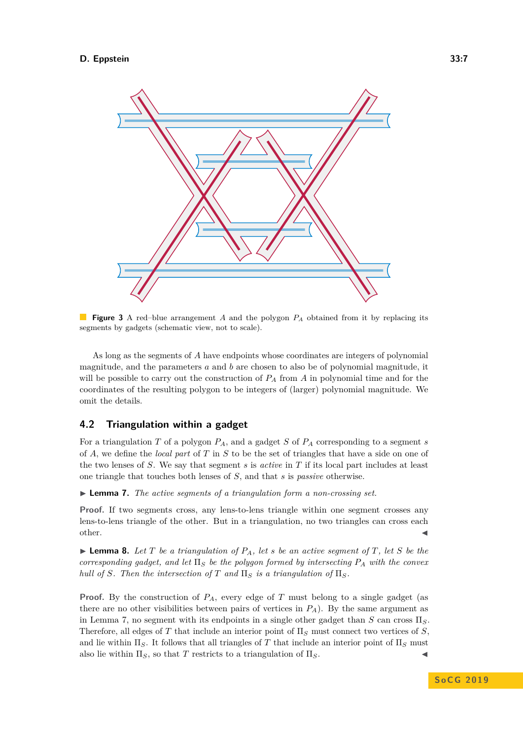**Figure 3** A red–blue arrangement $A$ and the polygon $P_A$ obtained from it by replacing its segments by gadgets (schematic view, not to scale).

As long as the segments of $A$ have endpoints whose coordinates are integers of polynomial magnitude, and the parameters $a$ and $b$ are chosen to also be of polynomial magnitude, it will be possible to carry out the construction of $P_A$ from $A$ in polynomial time and for the coordinates of the resulting polygon to be integers of (larger) polynomial magnitude. We omit the details.

## 4.2 Triangulation within a gadget

For a triangulation $T$ of a polygon $P_A$, and a gadget $S$ of $P_A$ corresponding to a segment $s$ of $A$, we define the *local part* of $T$ in $S$ to be the set of triangles that have a side on one of the two lenses of $S$. We say that segment $s$ is *active* in $T$ if its local part includes at least one triangle that touches both lenses of $S$, and that $s$ is *passive* otherwise.

▶ **Lemma 7.** *The active segments of a triangulation form a non-crossing set.*

**Proof.** If two segments cross, any lens-to-lens triangle within one segment crosses any lens-to-lens triangle of the other. But in a triangulation, no two triangles can cross each other. ◀

▶ **Lemma 8.** *Let $T$ be a triangulation of $P_A$, let $s$ be an active segment of $T$, let $S$ be the corresponding gadget, and let $\Pi_S$ be the polygon formed by intersecting $P_A$ with the convex hull of $S$. Then the intersection of $T$ and $\Pi_S$ is a triangulation of $\Pi_S$.*

**Proof.** By the construction of $P_A$, every edge of $T$ must belong to a single gadget (as there are no other visibilities between pairs of vertices in $P_A$). By the same argument as in Lemma 7, no segment with its endpoints in a single other gadget than $S$ can cross $\Pi_S$. Therefore, all edges of $T$ that include an interior point of $\Pi_S$ must connect two vertices of $S$, and lie within $\Pi_S$. It follows that all triangles of $T$ that include an interior point of $\Pi_S$ must also lie within $\Pi_S$, so that $T$ restricts to a triangulation of $\Pi_S$. ◀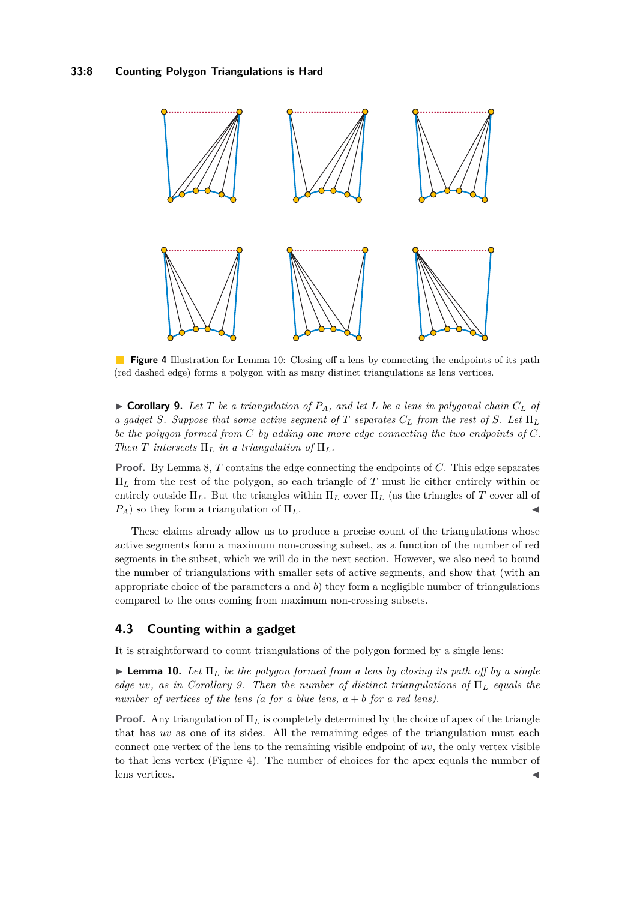**Figure 4** Illustration for Lemma 10: Closing off a lens by connecting the endpoints of its path (red dashed edge) forms a polygon with as many distinct triangulations as lens vertices.

▶ **Corollary 9.** *Let $T$ be a triangulation of $P_A$, and let $L$ be a lens in polygonal chain $C_L$ of a gadget $S$. Suppose that some active segment of $T$ separates $C_L$ from the rest of $S$. Let $\Pi_L$ be the polygon formed from $C$ by adding one more edge connecting the two endpoints of $C$. Then $T$ intersects $\Pi_L$ in a triangulation of $\Pi_L$.*

**Proof.** By Lemma 8, $T$ contains the edge connecting the endpoints of $C$. This edge separates $\Pi_L$ from the rest of the polygon, so each triangle of $T$ must lie either entirely within or entirely outside $\Pi_L$. But the triangles within $\Pi_L$ cover $\Pi_L$ (as the triangles of $T$ cover all of $P_A$) so they form a triangulation of $\Pi_L$. ◀

These claims already allow us to produce a precise count of the triangulations whose active segments form a maximum non-crossing subset, as a function of the number of red segments in the subset, which we will do in the next section. However, we also need to bound the number of triangulations with smaller sets of active segments, and show that (with an appropriate choice of the parameters $a$ and $b$) they form a negligible number of triangulations compared to the ones coming from maximum non-crossing subsets.

## 4.3 Counting within a gadget

It is straightforward to count triangulations of the polygon formed by a single lens:

▶ **Lemma 10.** *Let $\Pi_L$ be the polygon formed from a lens by closing its path off by a single edge $uv$, as in Corollary 9. Then the number of distinct triangulations of $\Pi_L$ equals the number of vertices of the lens ($a$ for a blue lens, $a + b$ for a red lens).*

**Proof.** Any triangulation of $\Pi_L$ is completely determined by the choice of apex of the triangle that has $uv$ as one of its sides. All the remaining edges of the triangulation must each connect one vertex of the lens to the remaining visible endpoint of $uv$, the only vertex visible to that lens vertex (Figure 4). The number of choices for the apex equals the number of lens vertices. ◀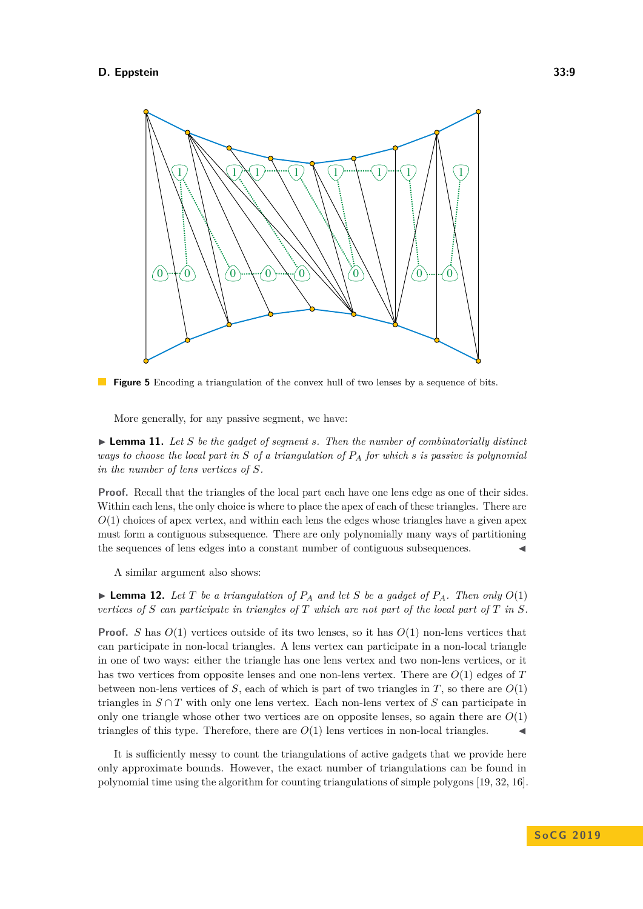**Figure 5** Encoding a triangulation of the convex hull of two lenses by a sequence of bits.

More generally, for any passive segment, we have:

▶ **Lemma 11.** *Let $S$ be the gadget of segment $s$. Then the number of combinatorially distinct ways to choose the local part in $S$ of a triangulation of $P_A$ for which $s$ is passive is polynomial in the number of lens vertices of $S$.*

**Proof.** Recall that the triangles of the local part each have one lens edge as one of their sides. Within each lens, the only choice is where to place the apex of each of these triangles. There are $O(1)$ choices of apex vertex, and within each lens the edges whose triangles have a given apex must form a contiguous subsequence. There are only polynomially many ways of partitioning the sequences of lens edges into a constant number of contiguous subsequences. ◀

A similar argument also shows:

▶ **Lemma 12.** *Let $T$ be a triangulation of $P_A$ and let $S$ be a gadget of $P_A$. Then only $O(1)$ vertices of $S$ can participate in triangles of $T$ which are not part of the local part of $T$ in $S$.*

**Proof.** $S$ has $O(1)$ vertices outside of its two lenses, so it has $O(1)$ non-lens vertices that can participate in non-local triangles. A lens vertex can participate in a non-local triangle in one of two ways: either the triangle has one lens vertex and two non-lens vertices, or it has two vertices from opposite lenses and one non-lens vertex. There are $O(1)$ edges of $T$ between non-lens vertices of $S$, each of which is part of two triangles in $T$, so there are $O(1)$ triangles in $S \cap T$ with only one lens vertex. Each non-lens vertex of $S$ can participate in only one triangle whose other two vertices are on opposite lenses, so again there are $O(1)$ triangles of this type. Therefore, there are $O(1)$ lens vertices in non-local triangles. ◀

It is sufficiently messy to count the triangulations of active gadgets that we provide here only approximate bounds. However, the exact number of triangulations can be found in polynomial time using the algorithm for counting triangulations of simple polygons [19, 32, 16].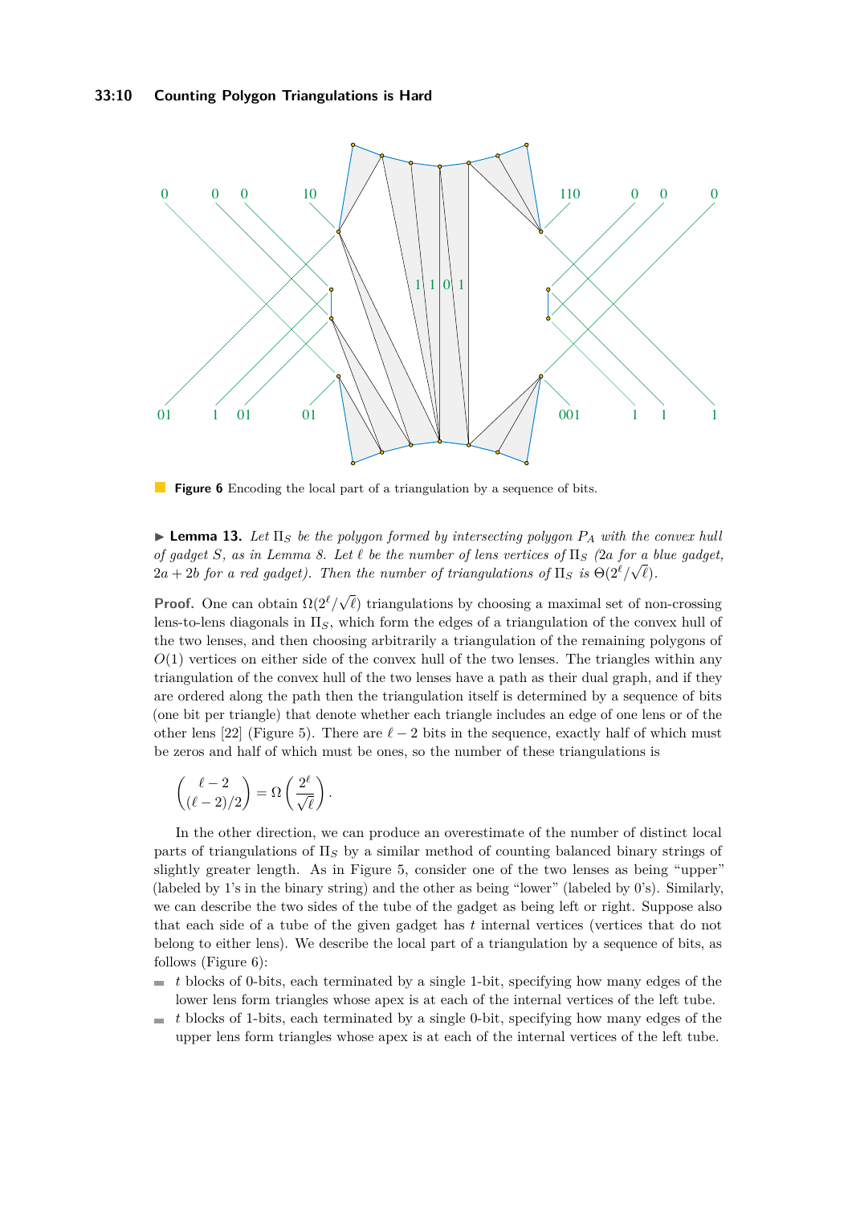**Figure 6** Encoding the local part of a triangulation by a sequence of bits.

▶ **Lemma 13.** *Let $\Pi_S$ be the polygon formed by intersecting polygon $P_A$ with the convex hull of gadget $S$, as in Lemma 8. Let $\ell$ be the number of lens vertices of $\Pi_S$ ($2a$ for a blue gadget, $2a + 2b$ for a red gadget). Then the number of triangulations of $\Pi_S$ is $\Theta(2^\ell/\sqrt{\ell})$.*

**Proof.** One can obtain $\Omega(2^\ell/\sqrt{\ell})$ triangulations by choosing a maximal set of non-crossing lens-to-lens diagonals in $\Pi_S$, which form the edges of a triangulation of the convex hull of the two lenses, and then choosing arbitrarily a triangulation of the remaining polygons of $O(1)$ vertices on either side of the convex hull of the two lenses. The triangles within any triangulation of the convex hull of the two lenses have a path as their dual graph, and if they are ordered along the path then the triangulation itself is determined by a sequence of bits (one bit per triangle) that denote whether each triangle includes an edge of one lens or of the other lens [22] (Figure 5). There are $\ell - 2$ bits in the sequence, exactly half of which must be zeros and half of which must be ones, so the number of these triangulations is

$$\binom{\ell - 2}{(\ell - 2)/2} = \Omega\left(\frac{2^\ell}{\sqrt{\ell}}\right).$$

In the other direction, we can produce an overestimate of the number of distinct local parts of triangulations of $\Pi_S$ by a similar method of counting balanced binary strings of slightly greater length. As in Figure 5, consider one of the two lenses as being "upper" (labeled by 1's in the binary string) and the other as being "lower" (labeled by 0's). Similarly, we can describe the two sides of the tube of the gadget as being left or right. Suppose also that each side of a tube of the given gadget has $t$ internal vertices (vertices that do not belong to either lens). We describe the local part of a triangulation by a sequence of bits, as follows (Figure 6):

- $t$ blocks of 0-bits, each terminated by a single 1-bit, specifying how many edges of the lower lens form triangles whose apex is at each of the internal vertices of the left tube.
- $t$ blocks of 1-bits, each terminated by a single 0-bit, specifying how many edges of the upper lens form triangles whose apex is at each of the internal vertices of the left tube.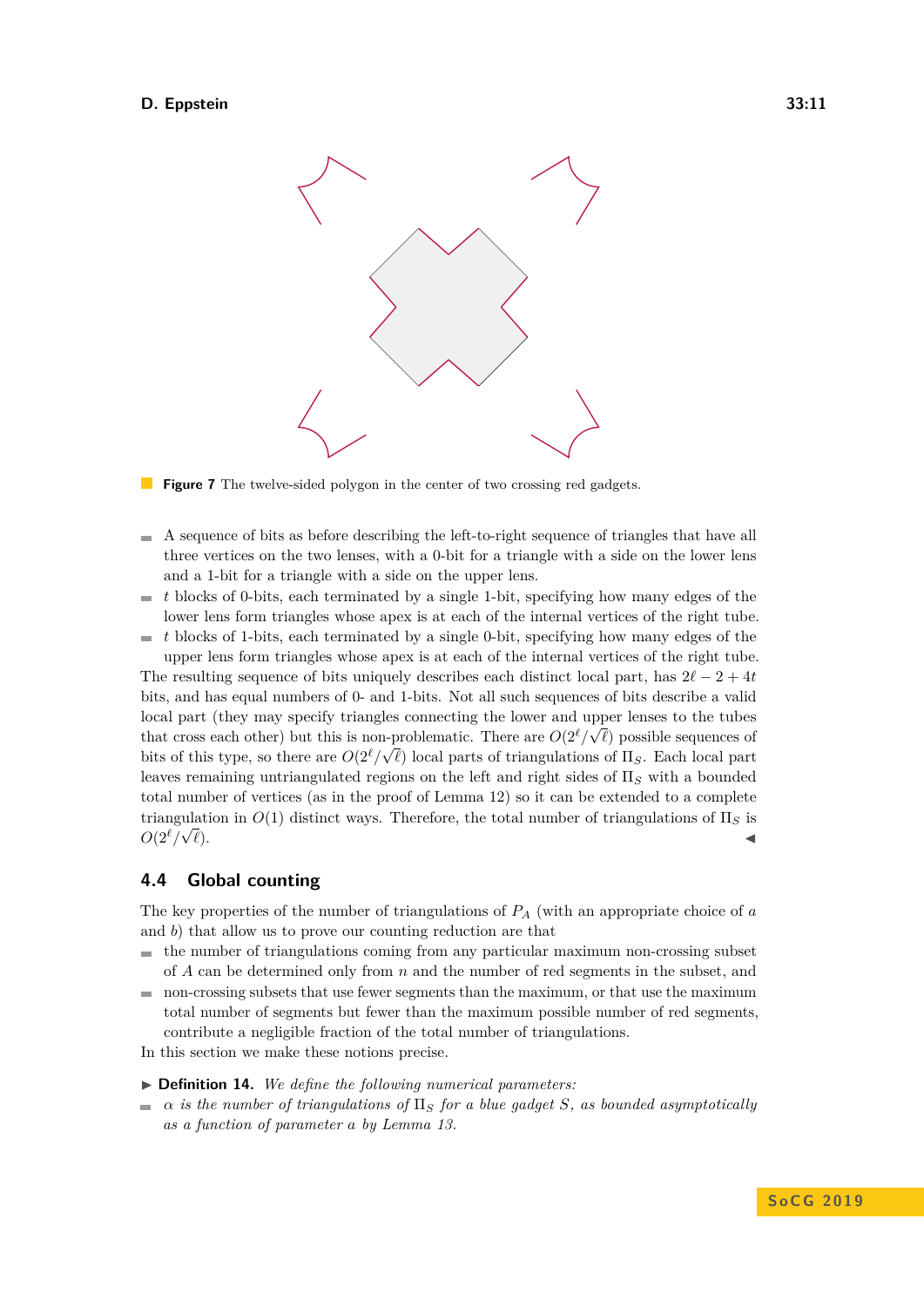**Figure 7** The twelve-sided polygon in the center of two crossing red gadgets.

- A sequence of bits as before describing the left-to-right sequence of triangles that have all three vertices on the two lenses, with a 0-bit for a triangle with a side on the lower lens and a 1-bit for a triangle with a side on the upper lens.
- $t$ blocks of 0-bits, each terminated by a single 1-bit, specifying how many edges of the lower lens form triangles whose apex is at each of the internal vertices of the right tube.
- $t$ blocks of 1-bits, each terminated by a single 0-bit, specifying how many edges of the upper lens form triangles whose apex is at each of the internal vertices of the right tube.

The resulting sequence of bits uniquely describes each distinct local part, has $2\ell - 2 + 4t$ bits, and has equal numbers of 0- and 1-bits. Not all such sequences of bits describe a valid local part (they may specify triangles connecting the lower and upper lenses to the tubes that cross each other) but this is non-problematic. There are $O(2^\ell/\sqrt{\ell})$ possible sequences of bits of this type, so there are $O(2^\ell/\sqrt{\ell})$ local parts of triangulations of $\Pi_S$. Each local part leaves remaining untriangulated regions on the left and right sides of $\Pi_S$ with a bounded total number of vertices (as in the proof of Lemma 12) so it can be extended to a complete triangulation in $O(1)$ distinct ways. Therefore, the total number of triangulations of $\Pi_S$ is $O(2^\ell/\sqrt{\ell})$. ◀

### 4.4 Global counting

The key properties of the number of triangulations of $P_A$ (with an appropriate choice of $a$ and $b$) that allow us to prove our counting reduction are that

- the number of triangulations coming from any particular maximum non-crossing subset of $A$ can be determined only from $n$ and the number of red segments in the subset, and
- non-crossing subsets that use fewer segments than the maximum, or that use the maximum total number of segments but fewer than the maximum possible number of red segments, contribute a negligible fraction of the total number of triangulations.

In this section we make these notions precise.

▶ **Definition 14.** *We define the following numerical parameters:*

- *$\alpha$ is the number of triangulations of $\Pi_S$ for a blue gadget $S$, as bounded asymptotically as a function of parameter $a$ by Lemma 13.*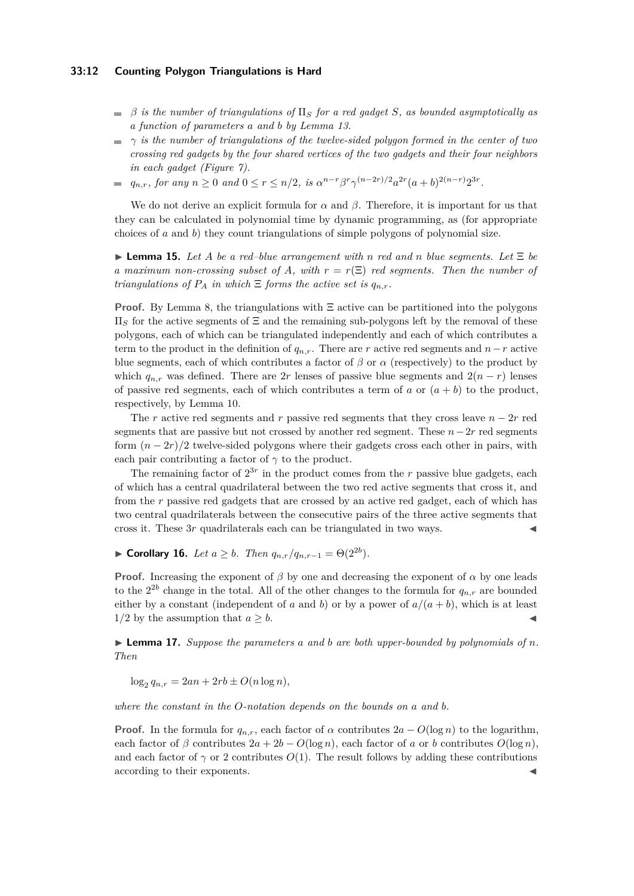- *$\beta$ is the number of triangulations of $\Pi_S$ for a red gadget $S$, as bounded asymptotically as a function of parameters $a$ and $b$ by Lemma 13.*
- *$\gamma$ is the number of triangulations of the twelve-sided polygon formed in the center of two crossing red gadgets by the four shared vertices of the two gadgets and their four neighbors in each gadget (Figure 7).*
- *$q_{n,r}$, for any $n \geq 0$ and $0 \leq r \leq n/2$, is $\alpha^{n-r}\beta^r\gamma^{(n-2r)/2}a^{2r}(a+b)^{2(n-r)}2^{3r}$.*

We do not derive an explicit formula for $\alpha$ and $\beta$. Therefore, it is important for us that they can be calculated in polynomial time by dynamic programming, as (for appropriate choices of $a$ and $b$) they count triangulations of simple polygons of polynomial size.

▶ **Lemma 15.** *Let $A$ be a red–blue arrangement with $n$ red and $n$ blue segments. Let $\Xi$ be a maximum non-crossing subset of $A$, with $r = r(\Xi)$ red segments. Then the number of triangulations of $P_A$ in which $\Xi$ forms the active set is $q_{n,r}$.*

**Proof.** By Lemma 8, the triangulations with $\Xi$ active can be partitioned into the polygons $\Pi_S$ for the active segments of $\Xi$ and the remaining sub-polygons left by the removal of these polygons, each of which can be triangulated independently and each of which contributes a term to the product in the definition of $q_{n,r}$. There are $r$ active red segments and $n-r$ active blue segments, each of which contributes a factor of $\beta$ or $\alpha$ (respectively) to the product by which $q_{n,r}$ was defined. There are $2r$ lenses of passive blue segments and $2(n-r)$ lenses of passive red segments, each of which contributes a term of $a$ or $(a+b)$ to the product, respectively, by Lemma 10.

The $r$ active red segments and $r$ passive red segments that they cross leave $n-2r$ red segments that are passive but not crossed by another red segment. These $n-2r$ red segments form $(n-2r)/2$ twelve-sided polygons where their gadgets cross each other in pairs, with each pair contributing a factor of $\gamma$ to the product.

The remaining factor of $2^{3r}$ in the product comes from the $r$ passive blue gadgets, each of which has a central quadrilateral between the two red active segments that cross it, and from the $r$ passive red gadgets that are crossed by an active red gadget, each of which has two central quadrilaterals between the consecutive pairs of the three active segments that cross it. These $3r$ quadrilaterals each can be triangulated in two ways. ◀

▶ **Corollary 16.** *Let $a \geq b$. Then $q_{n,r}/q_{n,r-1} = \Theta(2^{2b})$.*

**Proof.** Increasing the exponent of $\beta$ by one and decreasing the exponent of $\alpha$ by one leads to the $2^{2b}$ change in the total. All of the other changes to the formula for $q_{n,r}$ are bounded either by a constant (independent of $a$ and $b$) or by a power of $a/(a+b)$, which is at least $1/2$ by the assumption that $a \geq b$. ◀

▶ **Lemma 17.** *Suppose the parameters $a$ and $b$ are both upper-bounded by polynomials of $n$. Then*

$$\log_2 q_{n,r} = 2an + 2rb \pm O(n \log n),$$

*where the constant in the $O$-notation depends on the bounds on $a$ and $b$.*

**Proof.** In the formula for $q_{n,r}$, each factor of $\alpha$ contributes $2a - O(\log n)$ to the logarithm, each factor of $\beta$ contributes $2a + 2b - O(\log n)$, each factor of $a$ or $b$ contributes $O(\log n)$, and each factor of $\gamma$ or 2 contributes $O(1)$. The result follows by adding these contributions according to their exponents. ◀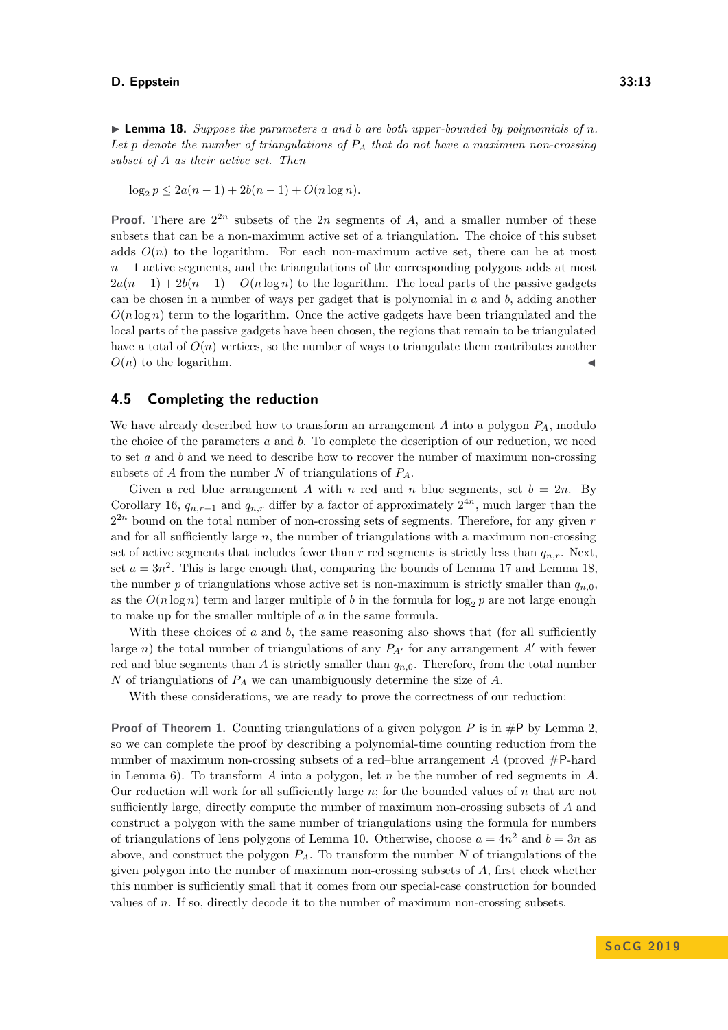▶ **Lemma 18.** *Suppose the parameters $a$ and $b$ are both upper-bounded by polynomials of $n$. Let $p$ denote the number of triangulations of $P_A$ that do not have a maximum non-crossing subset of $A$ as their active set. Then*

$$\log_2 p \le 2a(n-1) + 2b(n-1) + O(n \log n).$$

**Proof.** There are $2^{2n}$ subsets of the $2n$ segments of $A$, and a smaller number of these subsets that can be a non-maximum active set of a triangulation. The choice of this subset adds $O(n)$ to the logarithm. For each non-maximum active set, there can be at most $n-1$ active segments, and the triangulations of the corresponding polygons adds at most $2a(n-1) + 2b(n-1) - O(n \log n)$ to the logarithm. The local parts of the passive gadgets can be chosen in a number of ways per gadget that is polynomial in $a$ and $b$, adding another $O(n \log n)$ term to the logarithm. Once the active gadgets have been triangulated and the local parts of the passive gadgets have been chosen, the regions that remain to be triangulated have a total of $O(n)$ vertices, so the number of ways to triangulate them contributes another $O(n)$ to the logarithm. ◀

## 4.5 Completing the reduction

We have already described how to transform an arrangement $A$ into a polygon $P_A$, modulo the choice of the parameters $a$ and $b$. To complete the description of our reduction, we need to set $a$ and $b$ and we need to describe how to recover the number of maximum non-crossing subsets of $A$ from the number $N$ of triangulations of $P_A$.

Given a red–blue arrangement $A$ with $n$ red and $n$ blue segments, set $b = 2n$. By Corollary 16, $q_{n,r-1}$ and $q_{n,r}$ differ by a factor of approximately $2^{4n}$, much larger than the $2^{2n}$ bound on the total number of non-crossing sets of segments. Therefore, for any given $r$ and for all sufficiently large $n$, the number of triangulations with a maximum non-crossing set of active segments that includes fewer than $r$ red segments is strictly less than $q_{n,r}$. Next, set $a = 3n^2$. This is large enough that, comparing the bounds of Lemma 17 and Lemma 18, the number $p$ of triangulations whose active set is non-maximum is strictly smaller than $q_{n,0}$, as the $O(n \log n)$ term and larger multiple of $b$ in the formula for $\log_2 p$ are not large enough to make up for the smaller multiple of $a$ in the same formula.

With these choices of $a$ and $b$, the same reasoning also shows that (for all sufficiently large $n$) the total number of triangulations of any $P_{A'}$ for any arrangement $A'$ with fewer red and blue segments than $A$ is strictly smaller than $q_{n,0}$. Therefore, from the total number $N$ of triangulations of $P_A$ we can unambiguously determine the size of $A$.

With these considerations, we are ready to prove the correctness of our reduction:

**Proof of Theorem 1.** Counting triangulations of a given polygon $P$ is in #P by Lemma 2, so we can complete the proof by describing a polynomial-time counting reduction from the number of maximum non-crossing subsets of a red–blue arrangement $A$ (proved #P-hard in Lemma 6). To transform $A$ into a polygon, let $n$ be the number of red segments in $A$. Our reduction will work for all sufficiently large $n$; for the bounded values of $n$ that are not sufficiently large, directly compute the number of maximum non-crossing subsets of $A$ and construct a polygon with the same number of triangulations using the formula for numbers of triangulations of lens polygons of Lemma 10. Otherwise, choose $a = 4n^2$ and $b = 3n$ as above, and construct the polygon $P_A$. To transform the number $N$ of triangulations of the given polygon into the number of maximum non-crossing subsets of $A$, first check whether this number is sufficiently small that it comes from our special-case construction for bounded values of $n$. If so, directly decode it to the number of maximum non-crossing subsets.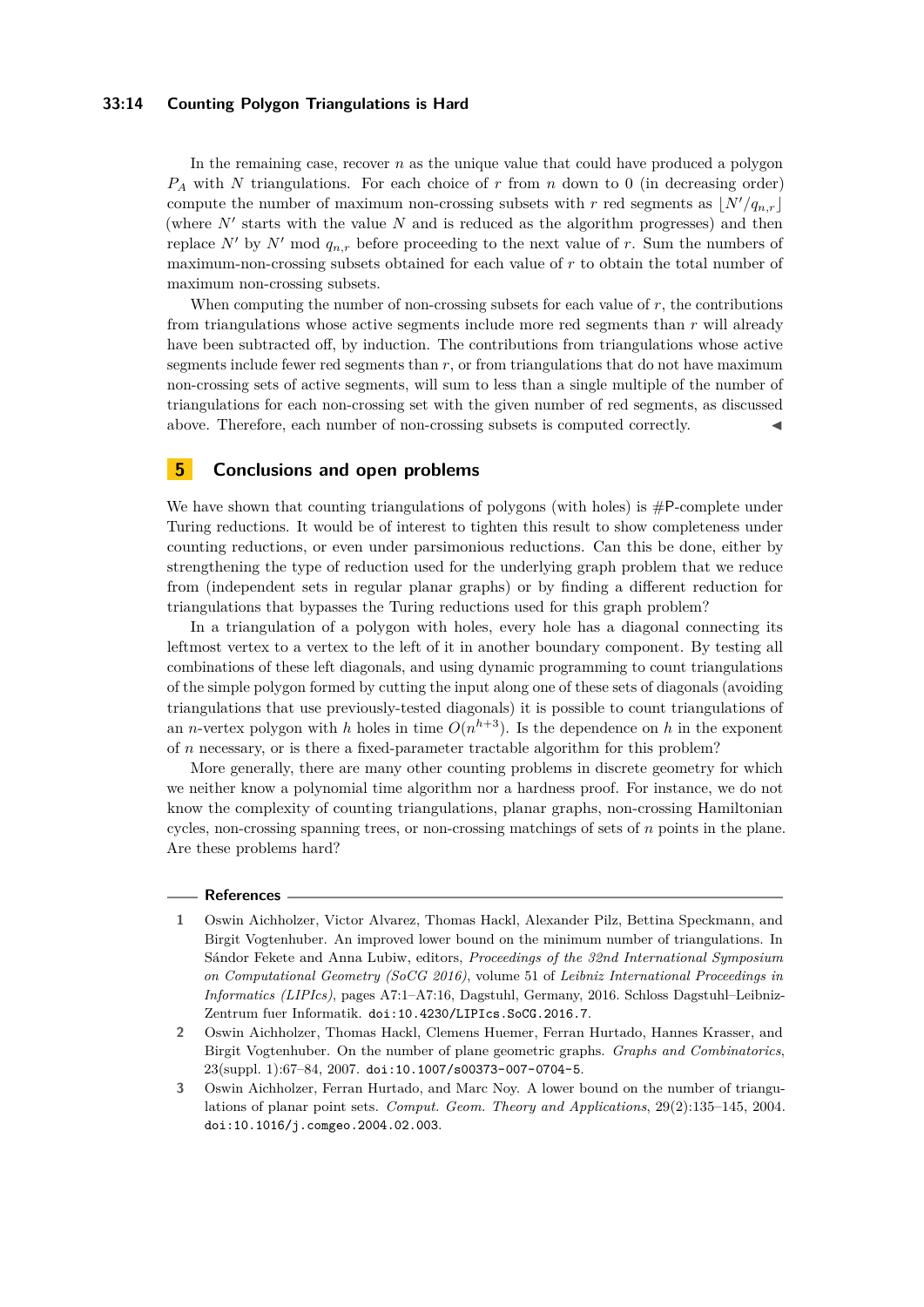In the remaining case, recover $n$ as the unique value that could have produced a polygon $P_A$ with $N$ triangulations. For each choice of $r$ from $n$ down to 0 (in decreasing order) compute the number of maximum non-crossing subsets with $r$ red segments as $\lfloor N'/q_{n,r} \rfloor$ (where $N'$ starts with the value $N$ and is reduced as the algorithm progresses) and then replace $N'$ by $N' \bmod q_{n,r}$ before proceeding to the next value of $r$. Sum the numbers of maximum-non-crossing subsets obtained for each value of $r$ to obtain the total number of maximum non-crossing subsets.

When computing the number of non-crossing subsets for each value of $r$, the contributions from triangulations whose active segments include more red segments than $r$ will already have been subtracted off, by induction. The contributions from triangulations whose active segments include fewer red segments than $r$, or from triangulations that do not have maximum non-crossing sets of active segments, will sum to less than a single multiple of the number of triangulations for each non-crossing set with the given number of red segments, as discussed above. Therefore, each number of non-crossing subsets is computed correctly. ◀

## 5 Conclusions and open problems

We have shown that counting triangulations of polygons (with holes) is #P-complete under Turing reductions. It would be of interest to tighten this result to show completeness under counting reductions, or even under parsimonious reductions. Can this be done, either by strengthening the type of reduction used for the underlying graph problem that we reduce from (independent sets in regular planar graphs) or by finding a different reduction for triangulations that bypasses the Turing reductions used for this graph problem?

In a triangulation of a polygon with holes, every hole has a diagonal connecting its leftmost vertex to a vertex to the left of it in another boundary component. By testing all combinations of these left diagonals, and using dynamic programming to count triangulations of the simple polygon formed by cutting the input along one of these sets of diagonals (avoiding triangulations that use previously-tested diagonals) it is possible to count triangulations of an $n$-vertex polygon with $h$ holes in time $O(n^{h+3})$. Is the dependence on $h$ in the exponent of $n$ necessary, or is there a fixed-parameter tractable algorithm for this problem?

More generally, there are many other counting problems in discrete geometry for which we neither know a polynomial time algorithm nor a hardness proof. For instance, we do not know the complexity of counting triangulations, planar graphs, non-crossing Hamiltonian cycles, non-crossing spanning trees, or non-crossing matchings of sets of $n$ points in the plane. Are these problems hard?

### References

1. Oswin Aichholzer, Victor Alvarez, Thomas Hackl, Alexander Pilz, Bettina Speckmann, and Birgit Vogtenhuber. An improved lower bound on the minimum number of triangulations. In Sándor Fekete and Anna Lubiw, editors, *Proceedings of the 32nd International Symposium on Computational Geometry (SoCG 2016)*, volume 51 of *Leibniz International Proceedings in Informatics (LIPIcs)*, pages A7:1–A7:16, Dagstuhl, Germany, 2016. Schloss Dagstuhl–Leibniz-Zentrum fuer Informatik. doi:10.4230/LIPIcs.SoCG.2016.7.
2. Oswin Aichholzer, Thomas Hackl, Clemens Huemer, Ferran Hurtado, Hannes Krasser, and Birgit Vogtenhuber. On the number of plane geometric graphs. *Graphs and Combinatorics*, 23(suppl. 1):67–84, 2007. doi:10.1007/s00373-007-0704-5.
3. Oswin Aichholzer, Ferran Hurtado, and Marc Noy. A lower bound on the number of triangulations of planar point sets. *Comput. Geom. Theory and Applications*, 29(2):135–145, 2004. doi:10.1016/j.comgeo.2004.02.003.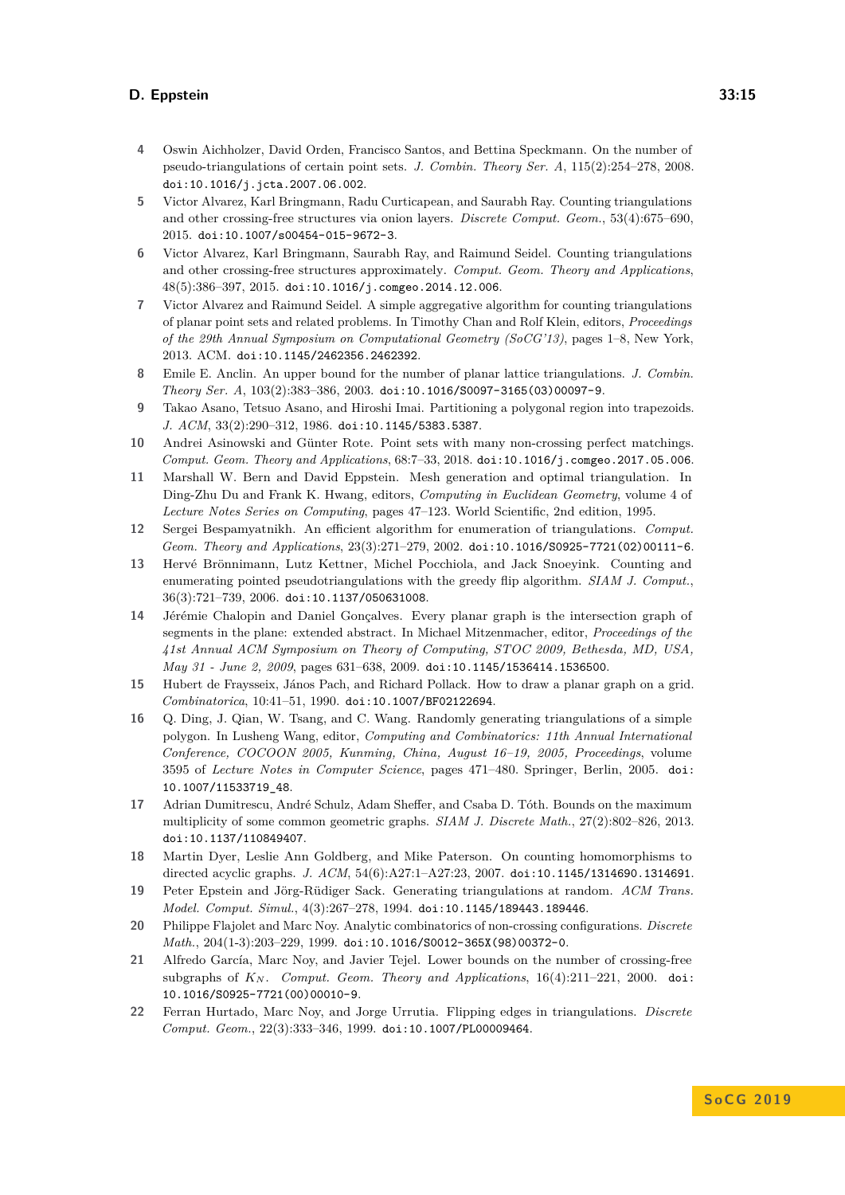4 Oswin Aichholzer, David Orden, Francisco Santos, and Bettina Speckmann. On the number of pseudo-triangulations of certain point sets. *J. Combin. Theory Ser. A*, 115(2):254–278, 2008. doi:10.1016/j.jcta.2007.06.002.

5 Victor Alvarez, Karl Bringmann, Radu Curticapean, and Saurabh Ray. Counting triangulations and other crossing-free structures via onion layers. *Discrete Comput. Geom.*, 53(4):675–690, 2015. doi:10.1007/s00454-015-9672-3.

6 Victor Alvarez, Karl Bringmann, Saurabh Ray, and Raimund Seidel. Counting triangulations and other crossing-free structures approximately. *Comput. Geom. Theory and Applications*, 48(5):386–397, 2015. doi:10.1016/j.comgeo.2014.12.006.

7 Victor Alvarez and Raimund Seidel. A simple aggregative algorithm for counting triangulations of planar point sets and related problems. In Timothy Chan and Rolf Klein, editors, *Proceedings of the 29th Annual Symposium on Computational Geometry (SoCG'13)*, pages 1–8, New York, 2013. ACM. doi:10.1145/2462356.2462392.

8 Emile E. Anclin. An upper bound for the number of planar lattice triangulations. *J. Combin. Theory Ser. A*, 103(2):383–386, 2003. doi:10.1016/S0097-3165(03)00097-9.

9 Takao Asano, Tetsuo Asano, and Hiroshi Imai. Partitioning a polygonal region into trapezoids. *J. ACM*, 33(2):290–312, 1986. doi:10.1145/5383.5387.

10 Andrei Asinowski and Günter Rote. Point sets with many non-crossing perfect matchings. *Comput. Geom. Theory and Applications*, 68:7–33, 2018. doi:10.1016/j.comgeo.2017.05.006.

11 Marshall W. Bern and David Eppstein. Mesh generation and optimal triangulation. In Ding-Zhu Du and Frank K. Hwang, editors, *Computing in Euclidean Geometry*, volume 4 of *Lecture Notes Series on Computing*, pages 47–123. World Scientific, 2nd edition, 1995.

12 Sergei Bespamyatnikh. An efficient algorithm for enumeration of triangulations. *Comput. Geom. Theory and Applications*, 23(3):271–279, 2002. doi:10.1016/S0925-7721(02)00111-6.

13 Hervé Brönnimann, Lutz Kettner, Michel Pocchiola, and Jack Snoeyink. Counting and enumerating pointed pseudotriangulations with the greedy flip algorithm. *SIAM J. Comput.*, 36(3):721–739, 2006. doi:10.1137/050631008.

14 Jérémie Chalopin and Daniel Gonçalves. Every planar graph is the intersection graph of segments in the plane: extended abstract. In Michael Mitzenmacher, editor, *Proceedings of the 41st Annual ACM Symposium on Theory of Computing, STOC 2009, Bethesda, MD, USA, May 31 - June 2, 2009*, pages 631–638, 2009. doi:10.1145/1536414.1536500.

15 Hubert de Fraysseix, János Pach, and Richard Pollack. How to draw a planar graph on a grid. *Combinatorica*, 10:41–51, 1990. doi:10.1007/BF02122694.

16 Q. Ding, J. Qian, W. Tsang, and C. Wang. Randomly generating triangulations of a simple polygon. In Lusheng Wang, editor, *Computing and Combinatorics: 11th Annual International Conference, COCOON 2005, Kunming, China, August 16–19, 2005, Proceedings*, volume 3595 of *Lecture Notes in Computer Science*, pages 471–480. Springer, Berlin, 2005. doi:10.1007/11533719_48.

17 Adrian Dumitrescu, André Schulz, Adam Sheffer, and Csaba D. Tóth. Bounds on the maximum multiplicity of some common geometric graphs. *SIAM J. Discrete Math.*, 27(2):802–826, 2013. doi:10.1137/110849407.

18 Martin Dyer, Leslie Ann Goldberg, and Mike Paterson. On counting homomorphisms to directed acyclic graphs. *J. ACM*, 54(6):A27:1–A27:23, 2007. doi:10.1145/1314690.1314691.

19 Peter Epstein and Jörg-Rüdiger Sack. Generating triangulations at random. *ACM Trans. Model. Comput. Simul.*, 4(3):267–278, 1994. doi:10.1145/189443.189446.

20 Philippe Flajolet and Marc Noy. Analytic combinatorics of non-crossing configurations. *Discrete Math.*, 204(1-3):203–229, 1999. doi:10.1016/S0012-365X(98)00372-0.

21 Alfredo García, Marc Noy, and Javier Tejel. Lower bounds on the number of crossing-free subgraphs of $K_N$. *Comput. Geom. Theory and Applications*, 16(4):211–221, 2000. doi:10.1016/S0925-7721(00)00010-9.

22 Ferran Hurtado, Marc Noy, and Jorge Urrutia. Flipping edges in triangulations. *Discrete Comput. Geom.*, 22(3):333–346, 1999. doi:10.1007/PL00009464.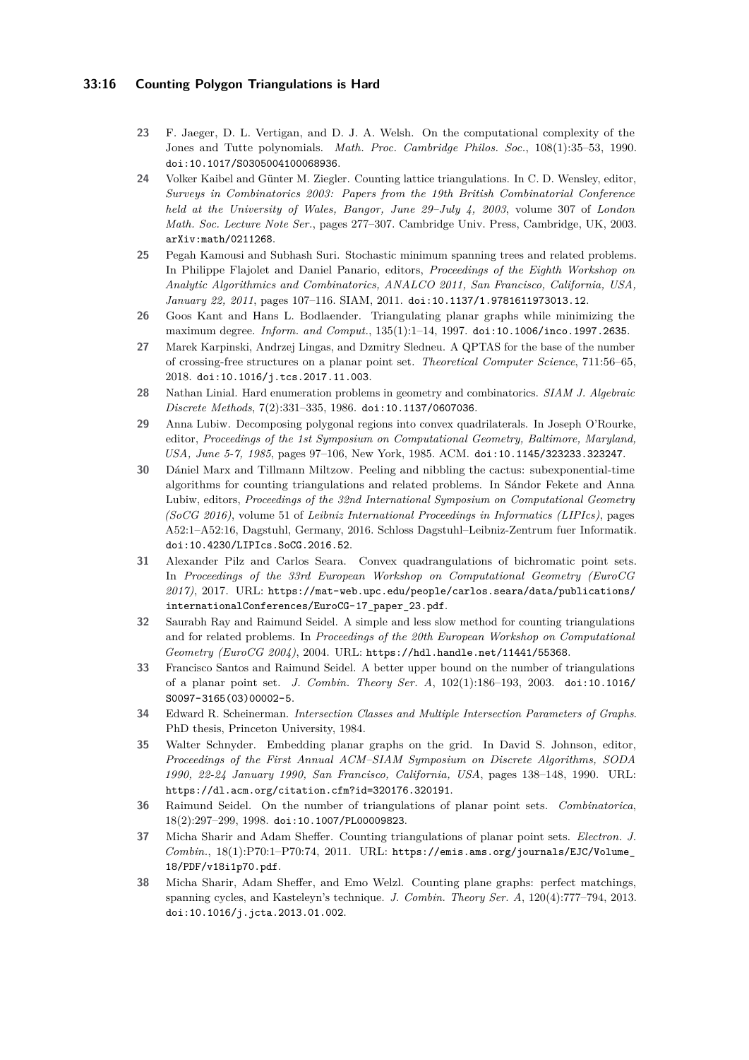23 F. Jaeger, D. L. Vertigan, and D. J. A. Welsh. On the computational complexity of the Jones and Tutte polynomials. *Math. Proc. Cambridge Philos. Soc.*, 108(1):35–53, 1990. doi:10.1017/S0305004100068936.

24 Volker Kaibel and Günter M. Ziegler. Counting lattice triangulations. In C. D. Wensley, editor, *Surveys in Combinatorics 2003: Papers from the 19th British Combinatorial Conference held at the University of Wales, Bangor, June 29–July 4, 2003*, volume 307 of *London Math. Soc. Lecture Note Ser.*, pages 277–307. Cambridge Univ. Press, Cambridge, UK, 2003. arXiv:math/0211268.

25 Pegah Kamousi and Subhash Suri. Stochastic minimum spanning trees and related problems. In Philippe Flajolet and Daniel Panario, editors, *Proceedings of the Eighth Workshop on Analytic Algorithmics and Combinatorics, ANALCO 2011, San Francisco, California, USA, January 22, 2011*, pages 107–116. SIAM, 2011. doi:10.1137/1.9781611973013.12.

26 Goos Kant and Hans L. Bodlaender. Triangulating planar graphs while minimizing the maximum degree. *Inform. and Comput.*, 135(1):1–14, 1997. doi:10.1006/inco.1997.2635.

27 Marek Karpinski, Andrzej Lingas, and Dzmitry Sledneu. A QPTAS for the base of the number of crossing-free structures on a planar point set. *Theoretical Computer Science*, 711:56–65, 2018. doi:10.1016/j.tcs.2017.11.003.

28 Nathan Linial. Hard enumeration problems in geometry and combinatorics. *SIAM J. Algebraic Discrete Methods*, 7(2):331–335, 1986. doi:10.1137/0607036.

29 Anna Lubiw. Decomposing polygonal regions into convex quadrilaterals. In Joseph O'Rourke, editor, *Proceedings of the 1st Symposium on Computational Geometry, Baltimore, Maryland, USA, June 5-7, 1985*, pages 97–106, New York, 1985. ACM. doi:10.1145/323233.323247.

30 Dániel Marx and Tillmann Miltzow. Peeling and nibbling the cactus: subexponential-time algorithms for counting triangulations and related problems. In Sándor Fekete and Anna Lubiw, editors, *Proceedings of the 32nd International Symposium on Computational Geometry (SoCG 2016)*, volume 51 of *Leibniz International Proceedings in Informatics (LIPIcs)*, pages A52:1–A52:16, Dagstuhl, Germany, 2016. Schloss Dagstuhl–Leibniz-Zentrum fuer Informatik. doi:10.4230/LIPIcs.SoCG.2016.52.

31 Alexander Pilz and Carlos Seara. Convex quadrangulations of bichromatic point sets. In *Proceedings of the 33rd European Workshop on Computational Geometry (EuroCG 2017)*, 2017. URL: https://mat-web.upc.edu/people/carlos.seara/data/publications/internationalConferences/EuroCG-17_paper_23.pdf.

32 Saurabh Ray and Raimund Seidel. A simple and less slow method for counting triangulations and for related problems. In *Proceedings of the 20th European Workshop on Computational Geometry (EuroCG 2004)*, 2004. URL: https://hdl.handle.net/11441/55368.

33 Francisco Santos and Raimund Seidel. A better upper bound on the number of triangulations of a planar point set. *J. Combin. Theory Ser. A*, 102(1):186–193, 2003. doi:10.1016/S0097-3165(03)00002-5.

34 Edward R. Scheinerman. *Intersection Classes and Multiple Intersection Parameters of Graphs*. PhD thesis, Princeton University, 1984.

35 Walter Schnyder. Embedding planar graphs on the grid. In David S. Johnson, editor, *Proceedings of the First Annual ACM–SIAM Symposium on Discrete Algorithms, SODA 1990, 22-24 January 1990, San Francisco, California, USA*, pages 138–148, 1990. URL: https://dl.acm.org/citation.cfm?id=320176.320191.

36 Raimund Seidel. On the number of triangulations of planar point sets. *Combinatorica*, 18(2):297–299, 1998. doi:10.1007/PL00009823.

37 Micha Sharir and Adam Sheffer. Counting triangulations of planar point sets. *Electron. J. Combin.*, 18(1):P70:1–P70:74, 2011. URL: https://emis.ams.org/journals/EJC/Volume_18/PDF/v18i1p70.pdf.

38 Micha Sharir, Adam Sheffer, and Emo Welzl. Counting plane graphs: perfect matchings, spanning cycles, and Kasteleyn's technique. *J. Combin. Theory Ser. A*, 120(4):777–794, 2013. doi:10.1016/j.jcta.2013.01.002.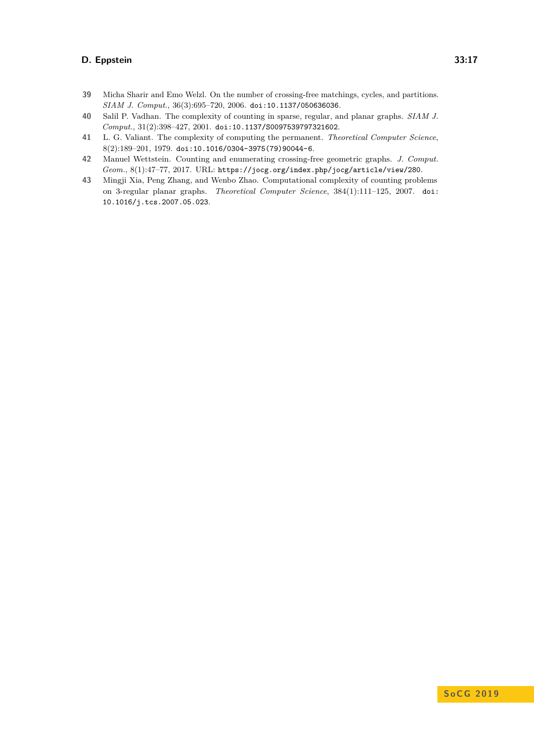39 Micha Sharir and Emo Welzl. On the number of crossing-free matchings, cycles, and partitions. *SIAM J. Comput.*, 36(3):695–720, 2006. doi:10.1137/050636036.

40 Salil P. Vadhan. The complexity of counting in sparse, regular, and planar graphs. *SIAM J. Comput.*, 31(2):398–427, 2001. doi:10.1137/S0097539797321602.

41 L. G. Valiant. The complexity of computing the permanent. *Theoretical Computer Science*, 8(2):189–201, 1979. doi:10.1016/0304-3975(79)90044-6.

42 Manuel Wettstein. Counting and enumerating crossing-free geometric graphs. *J. Comput. Geom.*, 8(1):47–77, 2017. URL: https://jocg.org/index.php/jocg/article/view/280.

43 Mingji Xia, Peng Zhang, and Wenbo Zhao. Computational complexity of counting problems on 3-regular planar graphs. *Theoretical Computer Science*, 384(1):111–125, 2007. doi:10.1016/j.tcs.2007.05.023.